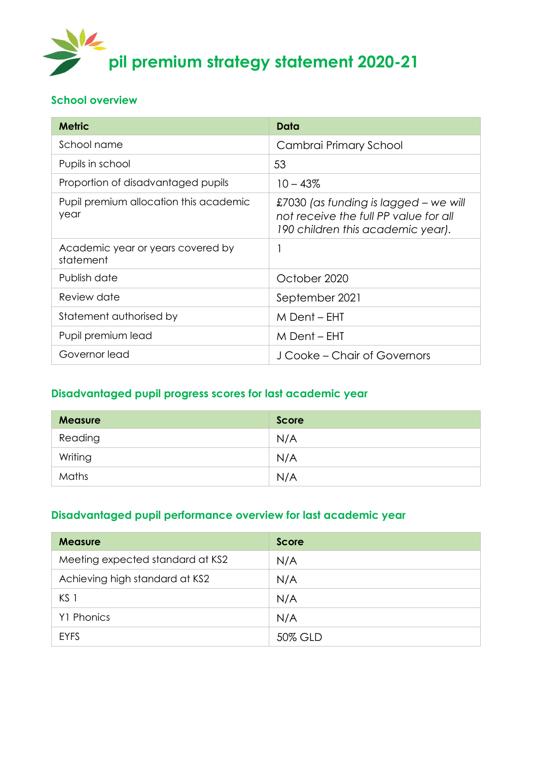# pil premium strategy statement 2020-21

## School overview

| Metric | Data |
|---|---|
| School name | Cambrai Primary School |
| Pupils in school | 53 |
| Proportion of disadvantaged pupils | 10 – 43% |
| Pupil premium allocation this academic year | £7030 *(as funding is lagged – we will not receive the full PP value for all 190 children this academic year).* |
| Academic year or years covered by statement | 1 |
| Publish date | October 2020 |
| Review date | September 2021 |
| Statement authorised by | M Dent – EHT |
| Pupil premium lead | M Dent – EHT |
| Governor lead | J Cooke – Chair of Governors |

## Disadvantaged pupil progress scores for last academic year

| Measure | Score |
|---|---|
| Reading | N/A |
| Writing | N/A |
| Maths | N/A |

## Disadvantaged pupil performance overview for last academic year

| Measure | Score |
|---|---|
| Meeting expected standard at KS2 | N/A |
| Achieving high standard at KS2 | N/A |
| KS 1 | N/A |
| Y1 Phonics | N/A |
| EYFS | 50% GLD |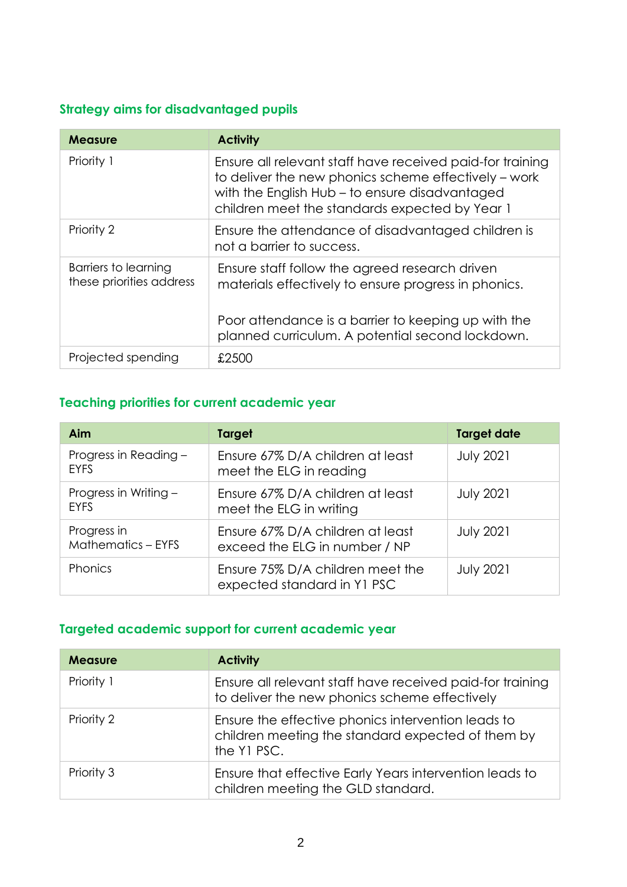### Strategy aims for disadvantaged pupils

| Measure | Activity |
| --- | --- |
| Priority 1 | Ensure all relevant staff have received paid-for training to deliver the new phonics scheme effectively – work with the English Hub – to ensure disadvantaged children meet the standards expected by Year 1 |
| Priority 2 | Ensure the attendance of disadvantaged children is not a barrier to success. |
| Barriers to learning these priorities address | Ensure staff follow the agreed research driven materials effectively to ensure progress in phonics.<br><br>Poor attendance is a barrier to keeping up with the planned curriculum. A potential second lockdown. |
| Projected spending | £2500 |

### Teaching priorities for current academic year

| Aim | Target | Target date |
| --- | --- | --- |
| Progress in Reading – EYFS | Ensure 67% D/A children at least meet the ELG in reading | July 2021 |
| Progress in Writing – EYFS | Ensure 67% D/A children at least meet the ELG in writing | July 2021 |
| Progress in Mathematics – EYFS | Ensure 67% D/A children at least exceed the ELG in number / NP | July 2021 |
| Phonics | Ensure 75% D/A children meet the expected standard in Y1 PSC | July 2021 |

### Targeted academic support for current academic year

| Measure | Activity |
| --- | --- |
| Priority 1 | Ensure all relevant staff have received paid-for training to deliver the new phonics scheme effectively |
| Priority 2 | Ensure the effective phonics intervention leads to children meeting the standard expected of them by the Y1 PSC. |
| Priority 3 | Ensure that effective Early Years intervention leads to children meeting the GLD standard. |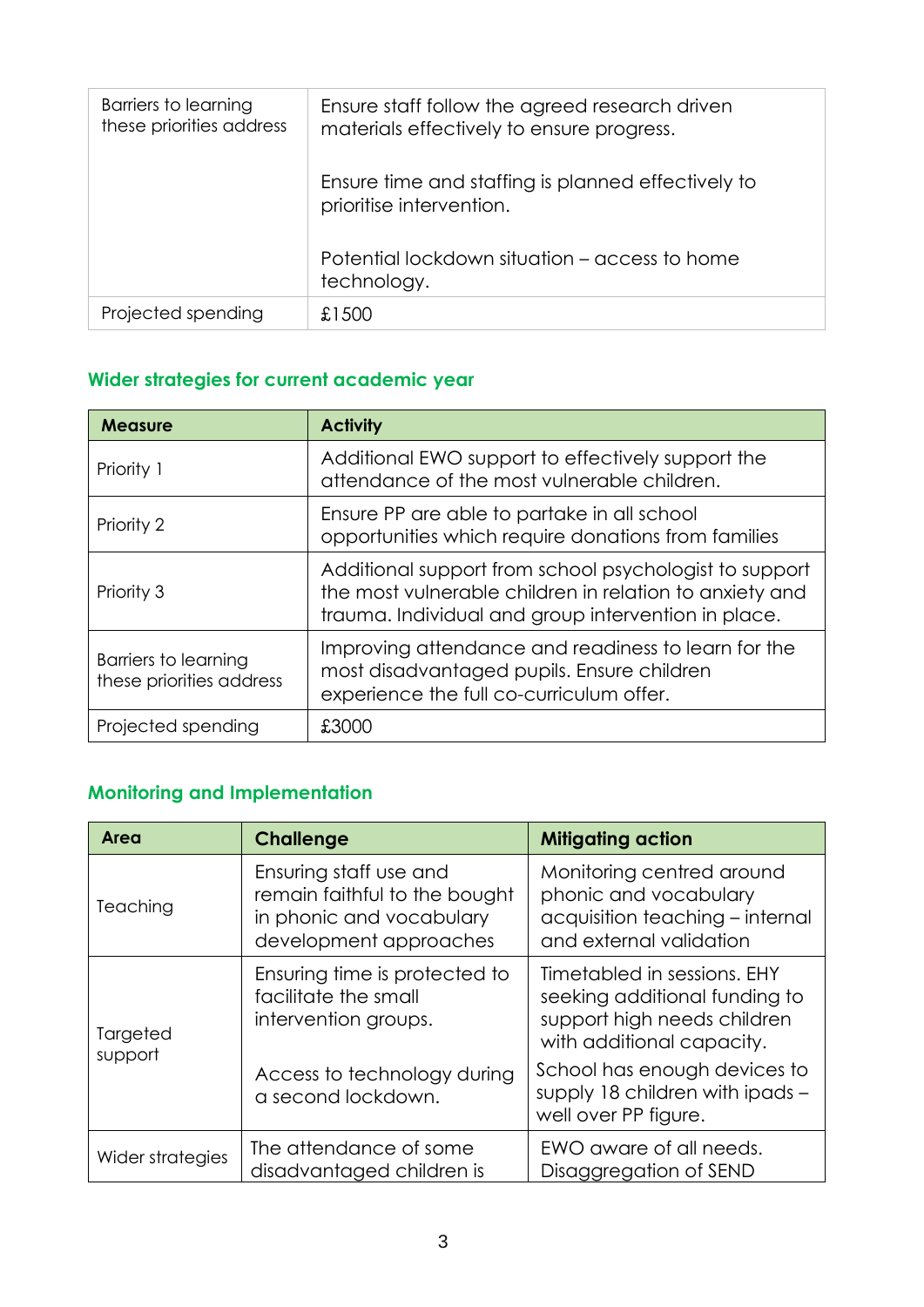| Barriers to learning these priorities address | Ensure staff follow the agreed research driven materials effectively to ensure progress.<br><br>Ensure time and staffing is planned effectively to prioritise intervention.<br><br>Potential lockdown situation – access to home technology. |
|---|---|
| Projected spending | £1500 |

## Wider strategies for current academic year

| Measure | Activity |
|---|---|
| Priority 1 | Additional EWO support to effectively support the attendance of the most vulnerable children. |
| Priority 2 | Ensure PP are able to partake in all school opportunities which require donations from families |
| Priority 3 | Additional support from school psychologist to support the most vulnerable children in relation to anxiety and trauma. Individual and group intervention in place. |
| Barriers to learning these priorities address | Improving attendance and readiness to learn for the most disadvantaged pupils. Ensure children experience the full co-curriculum offer. |
| Projected spending | £3000 |

## Monitoring and Implementation

| Area | Challenge | Mitigating action |
|---|---|---|
| Teaching | Ensuring staff use and remain faithful to the bought in phonic and vocabulary development approaches | Monitoring centred around phonic and vocabulary acquisition teaching – internal and external validation |
| Targeted support | Ensuring time is protected to facilitate the small intervention groups. | Timetabled in sessions. EHY seeking additional funding to support high needs children with additional capacity. |
| | Access to technology during a second lockdown. | School has enough devices to supply 18 children with ipads – well over PP figure. |
| Wider strategies | The attendance of some disadvantaged children is | EWO aware of all needs. Disaggregation of SEND |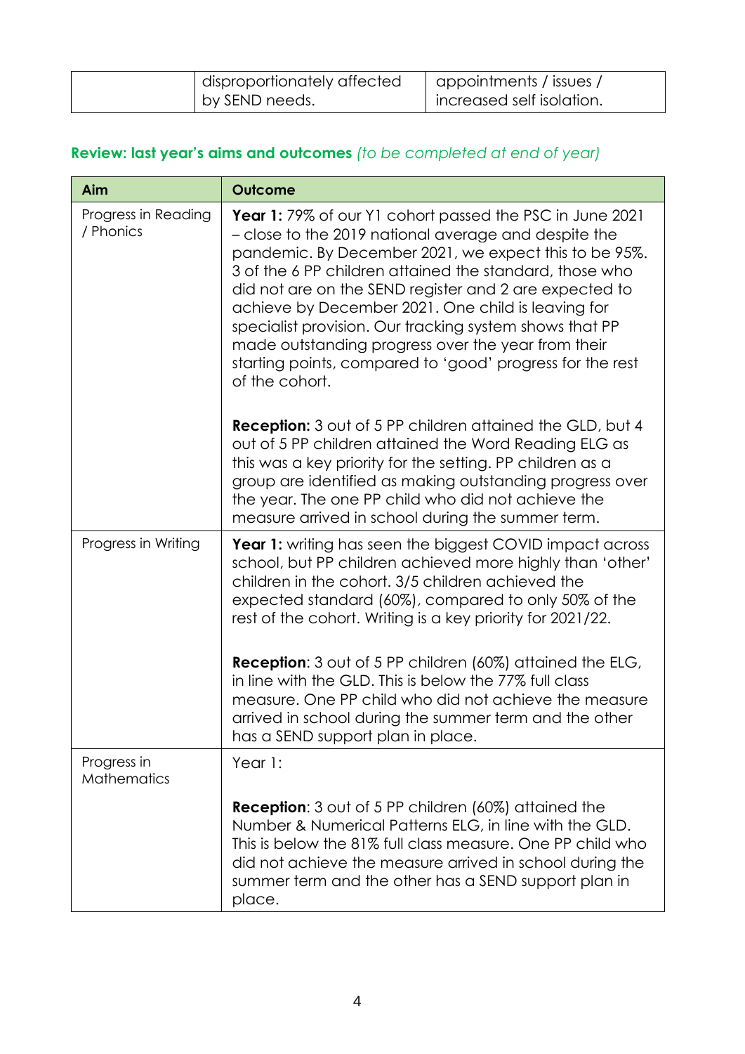|  | disproportionately affected by SEND needs. | appointments / issues / increased self isolation. |
|---|---|---|

## **Review: last year's aims and outcomes** *(to be completed at end of year)*

| Aim | Outcome |
|---|---|
| Progress in Reading / Phonics | **Year 1:** 79% of our Y1 cohort passed the PSC in June 2021 – close to the 2019 national average and despite the pandemic. By December 2021, we expect this to be 95%. 3 of the 6 PP children attained the standard, those who did not are on the SEND register and 2 are expected to achieve by December 2021. One child is leaving for specialist provision. Our tracking system shows that PP made outstanding progress over the year from their starting points, compared to 'good' progress for the rest of the cohort.<br><br>**Reception:** 3 out of 5 PP children attained the GLD, but 4 out of 5 PP children attained the Word Reading ELG as this was a key priority for the setting. PP children as a group are identified as making outstanding progress over the year. The one PP child who did not achieve the measure arrived in school during the summer term. |
| Progress in Writing | **Year 1:** writing has seen the biggest COVID impact across school, but PP children achieved more highly than 'other' children in the cohort. 3/5 children achieved the expected standard (60%), compared to only 50% of the rest of the cohort. Writing is a key priority for 2021/22.<br><br>**Reception**: 3 out of 5 PP children (60%) attained the ELG, in line with the GLD. This is below the 77% full class measure. One PP child who did not achieve the measure arrived in school during the summer term and the other has a SEND support plan in place. |
| Progress in Mathematics | Year 1:<br><br>**Reception**: 3 out of 5 PP children (60%) attained the Number & Numerical Patterns ELG, in line with the GLD. This is below the 81% full class measure. One PP child who did not achieve the measure arrived in school during the summer term and the other has a SEND support plan in place. |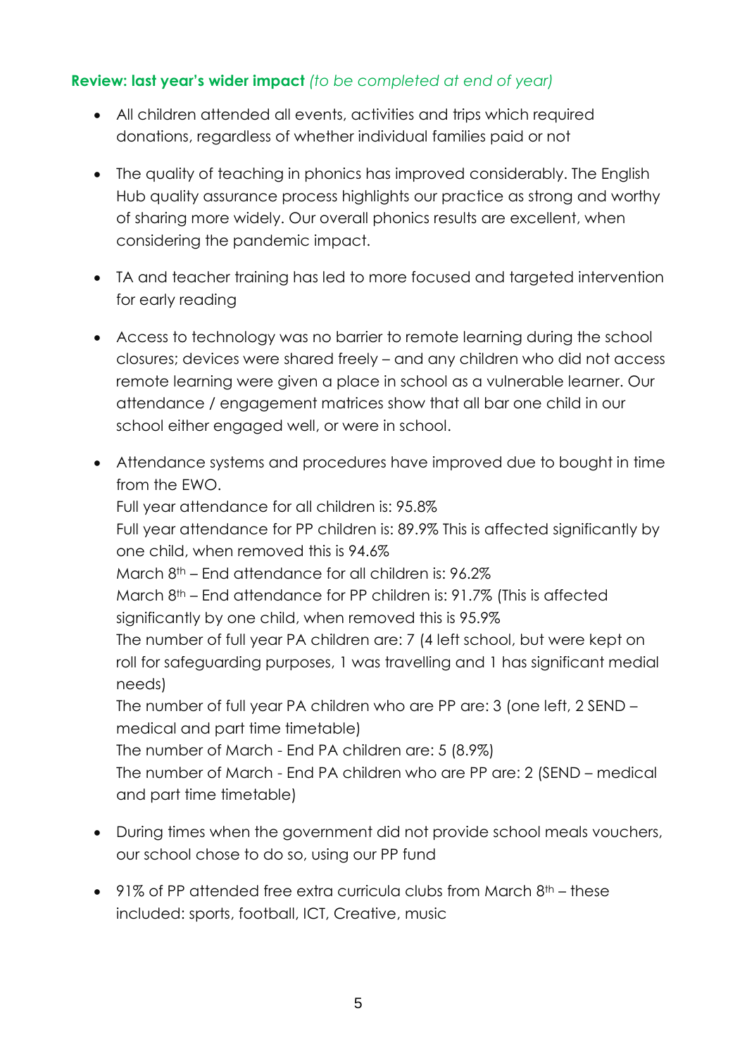**Review: last year's wider impact** *(to be completed at end of year)*

- All children attended all events, activities and trips which required donations, regardless of whether individual families paid or not
- The quality of teaching in phonics has improved considerably. The English Hub quality assurance process highlights our practice as strong and worthy of sharing more widely. Our overall phonics results are excellent, when considering the pandemic impact.
- TA and teacher training has led to more focused and targeted intervention for early reading
- Access to technology was no barrier to remote learning during the school closures; devices were shared freely – and any children who did not access remote learning were given a place in school as a vulnerable learner. Our attendance / engagement matrices show that all bar one child in our school either engaged well, or were in school.
- Attendance systems and procedures have improved due to bought in time from the EWO.
  Full year attendance for all children is: 95.8%
  Full year attendance for PP children is: 89.9% This is affected significantly by one child, when removed this is 94.6%
  March 8th – End attendance for all children is: 96.2%
  March 8th – End attendance for PP children is: 91.7% (This is affected significantly by one child, when removed this is 95.9%
  The number of full year PA children are: 7 (4 left school, but were kept on roll for safeguarding purposes, 1 was travelling and 1 has significant medial needs)
  The number of full year PA children who are PP are: 3 (one left, 2 SEND – medical and part time timetable)
  The number of March - End PA children are: 5 (8.9%)
  The number of March - End PA children who are PP are: 2 (SEND – medical and part time timetable)
- During times when the government did not provide school meals vouchers, our school chose to do so, using our PP fund
- 91% of PP attended free extra curricula clubs from March 8th – these included: sports, football, ICT, Creative, music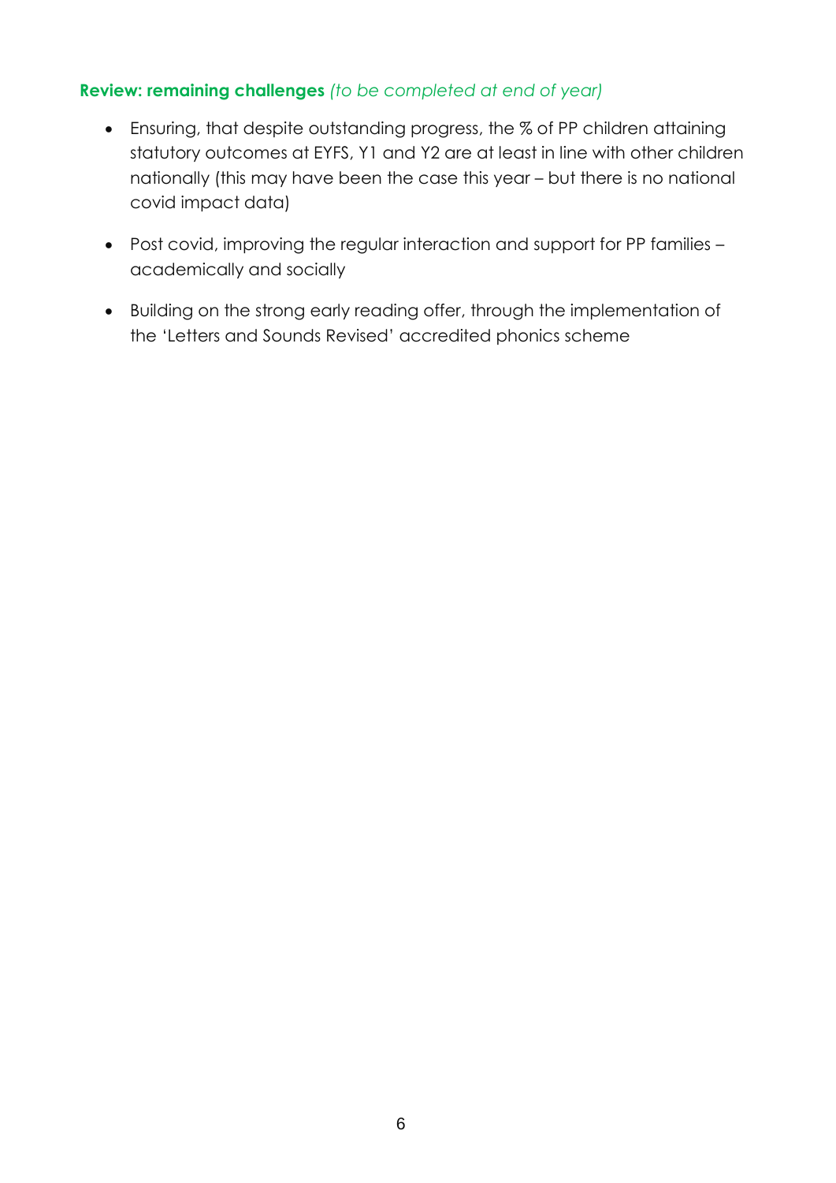**Review: remaining challenges** *(to be completed at end of year)*

- Ensuring, that despite outstanding progress, the % of PP children attaining statutory outcomes at EYFS, Y1 and Y2 are at least in line with other children nationally (this may have been the case this year – but there is no national covid impact data)
- Post covid, improving the regular interaction and support for PP families – academically and socially
- Building on the strong early reading offer, through the implementation of the 'Letters and Sounds Revised' accredited phonics scheme